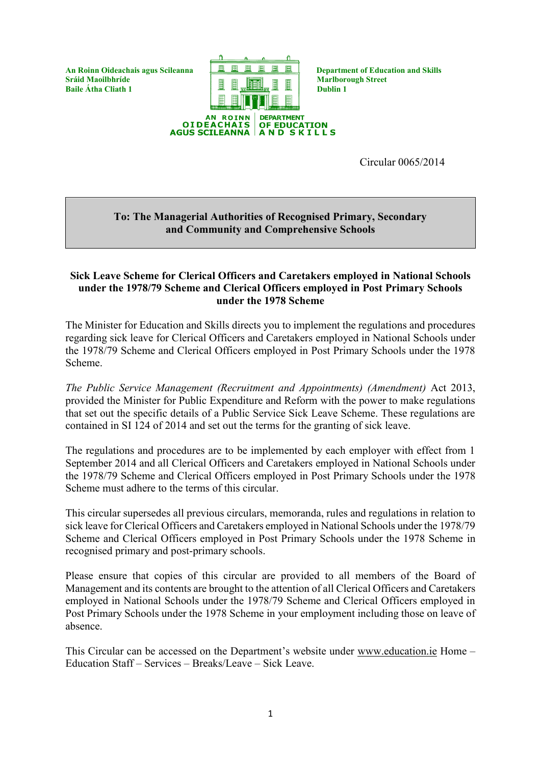An Roinn Oideachais agus Scileanna
Sráid Maoilbhríde
Baile Átha Cliath 1

Department of Education and Skills
Marlborough Street
Dublin 1

AN ROINN OIDEACHAIS AGUS SCILEANNA | DEPARTMENT OF EDUCATION AND SKILLS

Circular 0065/2014

**To: The Managerial Authorities of Recognised Primary, Secondary and Community and Comprehensive Schools**

**Sick Leave Scheme for Clerical Officers and Caretakers employed in National Schools under the 1978/79 Scheme and Clerical Officers employed in Post Primary Schools under the 1978 Scheme**

The Minister for Education and Skills directs you to implement the regulations and procedures regarding sick leave for Clerical Officers and Caretakers employed in National Schools under the 1978/79 Scheme and Clerical Officers employed in Post Primary Schools under the 1978 Scheme.

*The Public Service Management (Recruitment and Appointments) (Amendment)* Act 2013, provided the Minister for Public Expenditure and Reform with the power to make regulations that set out the specific details of a Public Service Sick Leave Scheme. These regulations are contained in SI 124 of 2014 and set out the terms for the granting of sick leave.

The regulations and procedures are to be implemented by each employer with effect from 1 September 2014 and all Clerical Officers and Caretakers employed in National Schools under the 1978/79 Scheme and Clerical Officers employed in Post Primary Schools under the 1978 Scheme must adhere to the terms of this circular.

This circular supersedes all previous circulars, memoranda, rules and regulations in relation to sick leave for Clerical Officers and Caretakers employed in National Schools under the 1978/79 Scheme and Clerical Officers employed in Post Primary Schools under the 1978 Scheme in recognised primary and post-primary schools.

Please ensure that copies of this circular are provided to all members of the Board of Management and its contents are brought to the attention of all Clerical Officers and Caretakers employed in National Schools under the 1978/79 Scheme and Clerical Officers employed in Post Primary Schools under the 1978 Scheme in your employment including those on leave of absence.

This Circular can be accessed on the Department's website under www.education.ie Home – Education Staff – Services – Breaks/Leave – Sick Leave.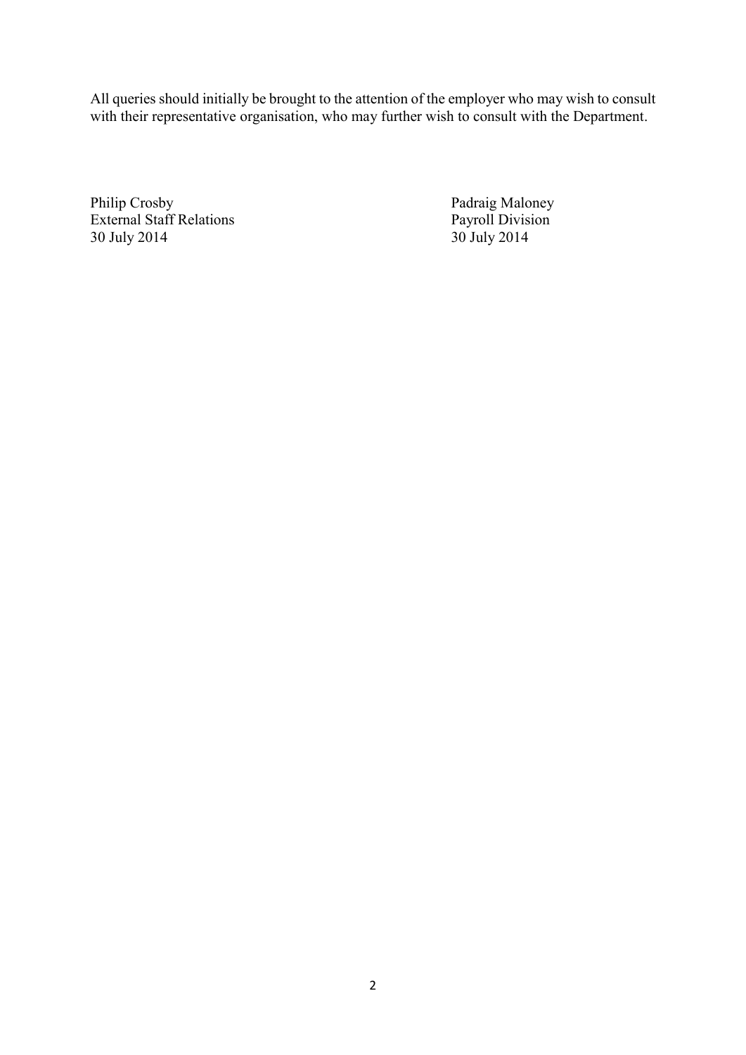All queries should initially be brought to the attention of the employer who may wish to consult with their representative organisation, who may further wish to consult with the Department.

Philip Crosby
External Staff Relations
30 July 2014

Padraig Maloney
Payroll Division
30 July 2014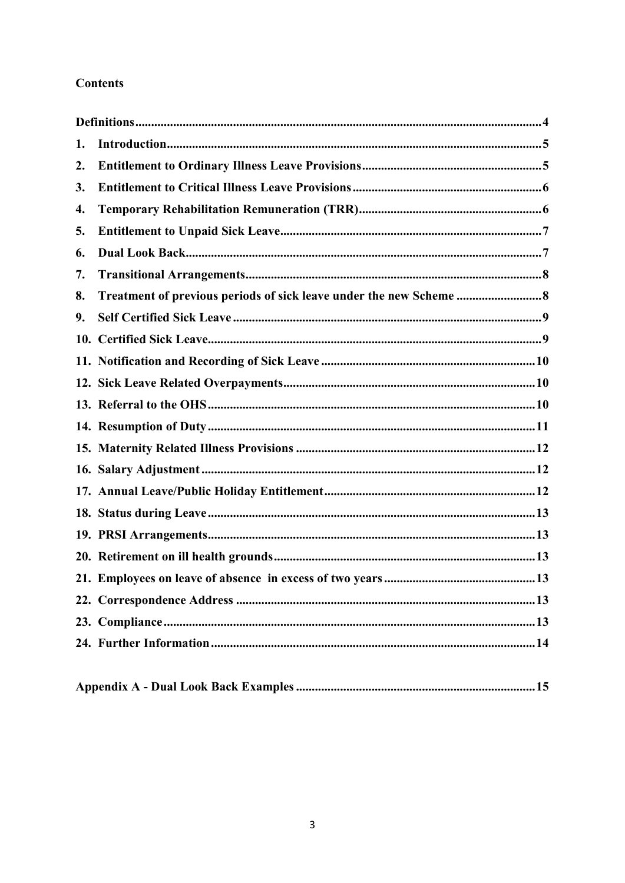# Contents

| | |
|---|---|
| **Definitions** | **4** |
| **1. Introduction** | **5** |
| **2. Entitlement to Ordinary Illness Leave Provisions** | **5** |
| **3. Entitlement to Critical Illness Leave Provisions** | **6** |
| **4. Temporary Rehabilitation Remuneration (TRR)** | **6** |
| **5. Entitlement to Unpaid Sick Leave** | **7** |
| **6. Dual Look Back** | **7** |
| **7. Transitional Arrangements** | **8** |
| **8. Treatment of previous periods of sick leave under the new Scheme** | **8** |
| **9. Self Certified Sick Leave** | **9** |
| **10. Certified Sick Leave** | **9** |
| **11. Notification and Recording of Sick Leave** | **10** |
| **12. Sick Leave Related Overpayments** | **10** |
| **13. Referral to the OHS** | **10** |
| **14. Resumption of Duty** | **11** |
| **15. Maternity Related Illness Provisions** | **12** |
| **16. Salary Adjustment** | **12** |
| **17. Annual Leave/Public Holiday Entitlement** | **12** |
| **18. Status during Leave** | **13** |
| **19. PRSI Arrangements** | **13** |
| **20. Retirement on ill health grounds** | **13** |
| **21. Employees on leave of absence in excess of two years** | **13** |
| **22. Correspondence Address** | **13** |
| **23. Compliance** | **13** |
| **24. Further Information** | **14** |
| **Appendix A - Dual Look Back Examples** | **15** |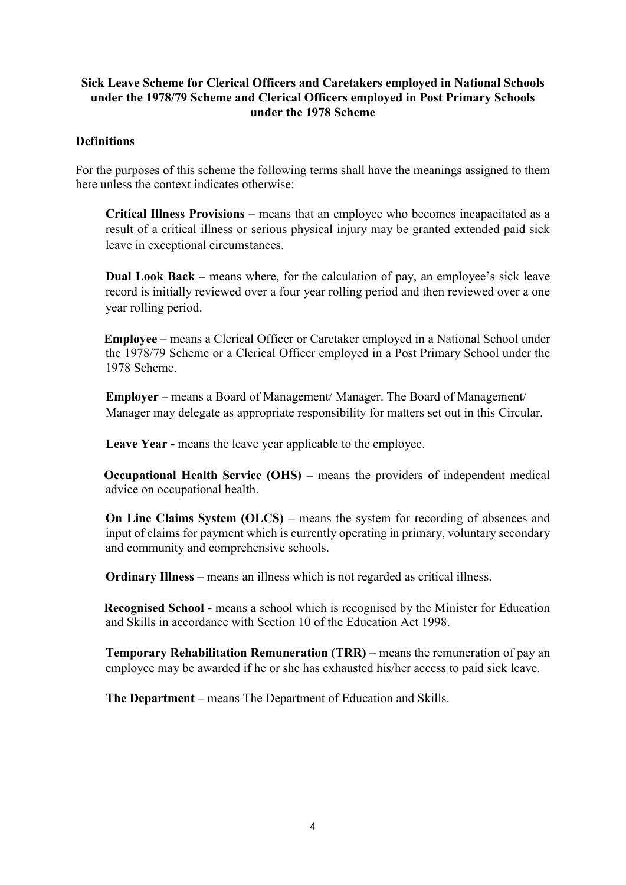**Sick Leave Scheme for Clerical Officers and Caretakers employed in National Schools under the 1978/79 Scheme and Clerical Officers employed in Post Primary Schools under the 1978 Scheme**

## Definitions

For the purposes of this scheme the following terms shall have the meanings assigned to them here unless the context indicates otherwise:

**Critical Illness Provisions –** means that an employee who becomes incapacitated as a result of a critical illness or serious physical injury may be granted extended paid sick leave in exceptional circumstances.

**Dual Look Back –** means where, for the calculation of pay, an employee's sick leave record is initially reviewed over a four year rolling period and then reviewed over a one year rolling period.

**Employee** – means a Clerical Officer or Caretaker employed in a National School under the 1978/79 Scheme or a Clerical Officer employed in a Post Primary School under the 1978 Scheme.

**Employer –** means a Board of Management/ Manager. The Board of Management/ Manager may delegate as appropriate responsibility for matters set out in this Circular.

**Leave Year -** means the leave year applicable to the employee.

**Occupational Health Service (OHS) –** means the providers of independent medical advice on occupational health.

**On Line Claims System (OLCS)** – means the system for recording of absences and input of claims for payment which is currently operating in primary, voluntary secondary and community and comprehensive schools.

**Ordinary Illness –** means an illness which is not regarded as critical illness.

**Recognised School -** means a school which is recognised by the Minister for Education and Skills in accordance with Section 10 of the Education Act 1998.

**Temporary Rehabilitation Remuneration (TRR) –** means the remuneration of pay an employee may be awarded if he or she has exhausted his/her access to paid sick leave.

**The Department** – means The Department of Education and Skills.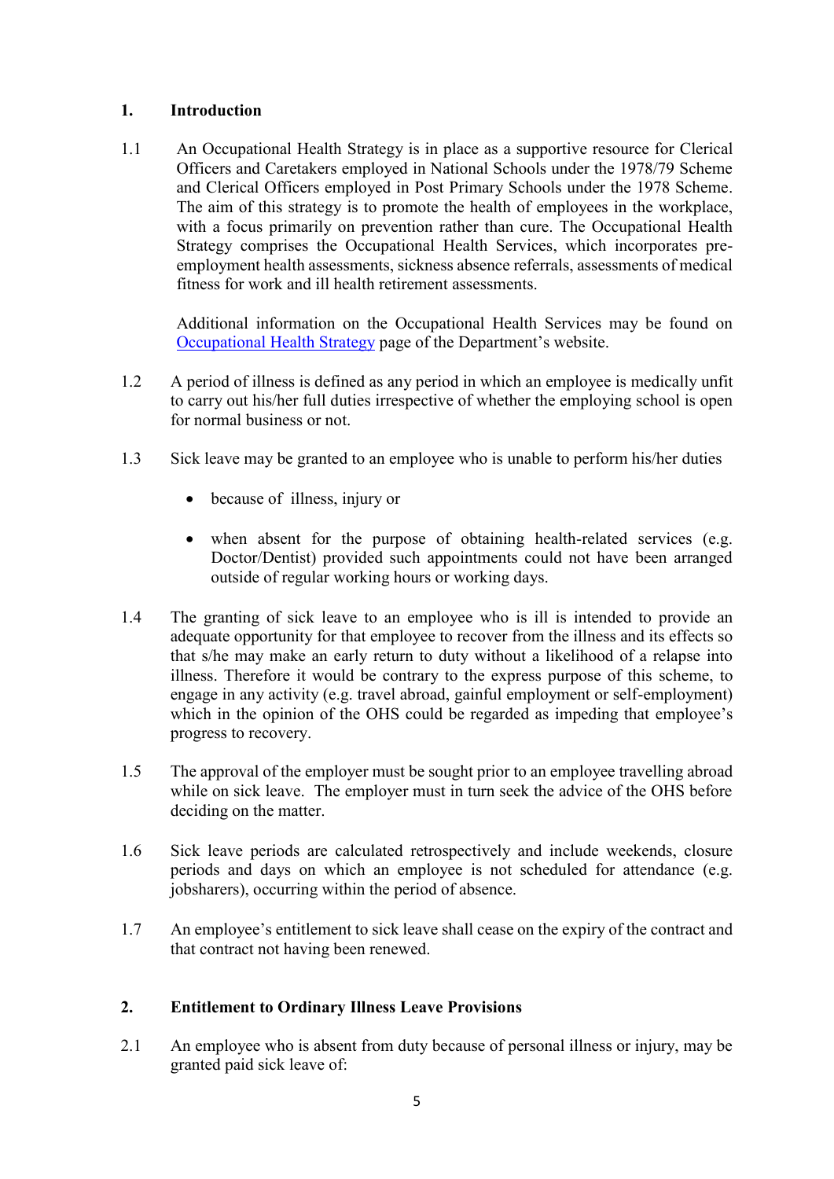## 1. Introduction

1.1 An Occupational Health Strategy is in place as a supportive resource for Clerical Officers and Caretakers employed in National Schools under the 1978/79 Scheme and Clerical Officers employed in Post Primary Schools under the 1978 Scheme. The aim of this strategy is to promote the health of employees in the workplace, with a focus primarily on prevention rather than cure. The Occupational Health Strategy comprises the Occupational Health Services, which incorporates pre-employment health assessments, sickness absence referrals, assessments of medical fitness for work and ill health retirement assessments.

Additional information on the Occupational Health Services may be found on Occupational Health Strategy page of the Department's website.

1.2 A period of illness is defined as any period in which an employee is medically unfit to carry out his/her full duties irrespective of whether the employing school is open for normal business or not.

1.3 Sick leave may be granted to an employee who is unable to perform his/her duties

- because of illness, injury or
- when absent for the purpose of obtaining health-related services (e.g. Doctor/Dentist) provided such appointments could not have been arranged outside of regular working hours or working days.

1.4 The granting of sick leave to an employee who is ill is intended to provide an adequate opportunity for that employee to recover from the illness and its effects so that s/he may make an early return to duty without a likelihood of a relapse into illness. Therefore it would be contrary to the express purpose of this scheme, to engage in any activity (e.g. travel abroad, gainful employment or self-employment) which in the opinion of the OHS could be regarded as impeding that employee's progress to recovery.

1.5 The approval of the employer must be sought prior to an employee travelling abroad while on sick leave. The employer must in turn seek the advice of the OHS before deciding on the matter.

1.6 Sick leave periods are calculated retrospectively and include weekends, closure periods and days on which an employee is not scheduled for attendance (e.g. jobsharers), occurring within the period of absence.

1.7 An employee's entitlement to sick leave shall cease on the expiry of the contract and that contract not having been renewed.

## 2. Entitlement to Ordinary Illness Leave Provisions

2.1 An employee who is absent from duty because of personal illness or injury, may be granted paid sick leave of: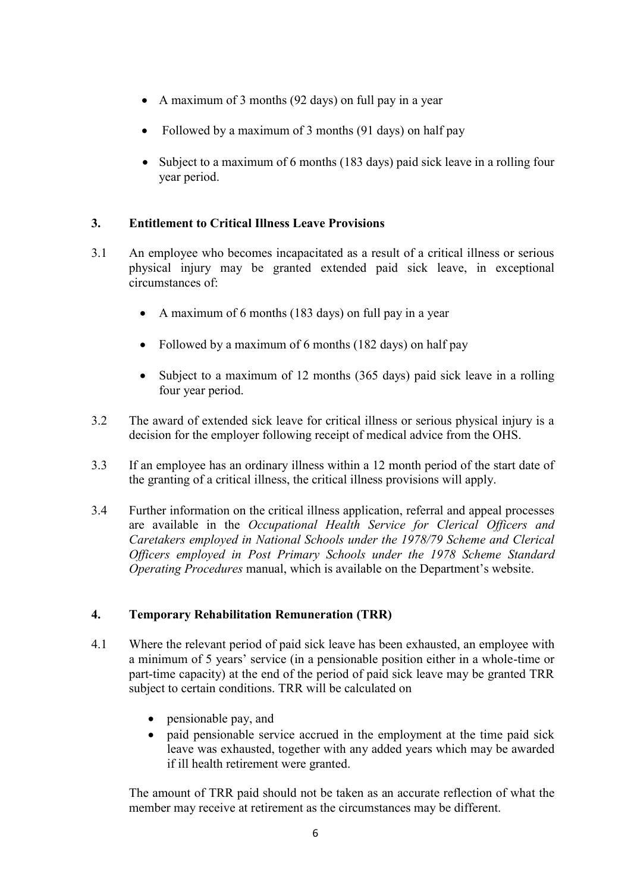- A maximum of 3 months (92 days) on full pay in a year
- Followed by a maximum of 3 months (91 days) on half pay
- Subject to a maximum of 6 months (183 days) paid sick leave in a rolling four year period.

## 3. Entitlement to Critical Illness Leave Provisions

3.1 An employee who becomes incapacitated as a result of a critical illness or serious physical injury may be granted extended paid sick leave, in exceptional circumstances of:

- A maximum of 6 months (183 days) on full pay in a year
- Followed by a maximum of 6 months (182 days) on half pay
- Subject to a maximum of 12 months (365 days) paid sick leave in a rolling four year period.

3.2 The award of extended sick leave for critical illness or serious physical injury is a decision for the employer following receipt of medical advice from the OHS.

3.3 If an employee has an ordinary illness within a 12 month period of the start date of the granting of a critical illness, the critical illness provisions will apply.

3.4 Further information on the critical illness application, referral and appeal processes are available in the *Occupational Health Service for Clerical Officers and Caretakers employed in National Schools under the 1978/79 Scheme and Clerical Officers employed in Post Primary Schools under the 1978 Scheme Standard Operating Procedures* manual, which is available on the Department's website.

## 4. Temporary Rehabilitation Remuneration (TRR)

4.1 Where the relevant period of paid sick leave has been exhausted, an employee with a minimum of 5 years' service (in a pensionable position either in a whole-time or part-time capacity) at the end of the period of paid sick leave may be granted TRR subject to certain conditions. TRR will be calculated on

- pensionable pay, and
- paid pensionable service accrued in the employment at the time paid sick leave was exhausted, together with any added years which may be awarded if ill health retirement were granted.

The amount of TRR paid should not be taken as an accurate reflection of what the member may receive at retirement as the circumstances may be different.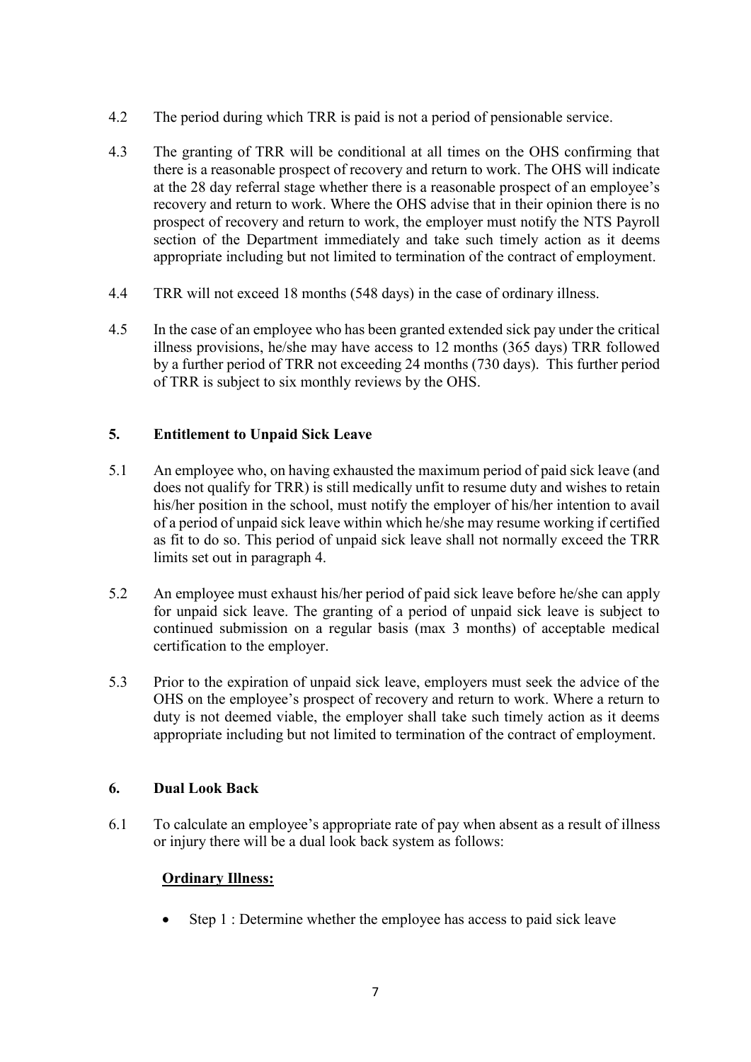4.2 The period during which TRR is paid is not a period of pensionable service.

4.3 The granting of TRR will be conditional at all times on the OHS confirming that there is a reasonable prospect of recovery and return to work. The OHS will indicate at the 28 day referral stage whether there is a reasonable prospect of an employee's recovery and return to work. Where the OHS advise that in their opinion there is no prospect of recovery and return to work, the employer must notify the NTS Payroll section of the Department immediately and take such timely action as it deems appropriate including but not limited to termination of the contract of employment.

4.4 TRR will not exceed 18 months (548 days) in the case of ordinary illness.

4.5 In the case of an employee who has been granted extended sick pay under the critical illness provisions, he/she may have access to 12 months (365 days) TRR followed by a further period of TRR not exceeding 24 months (730 days). This further period of TRR is subject to six monthly reviews by the OHS.

## 5. Entitlement to Unpaid Sick Leave

5.1 An employee who, on having exhausted the maximum period of paid sick leave (and does not qualify for TRR) is still medically unfit to resume duty and wishes to retain his/her position in the school, must notify the employer of his/her intention to avail of a period of unpaid sick leave within which he/she may resume working if certified as fit to do so. This period of unpaid sick leave shall not normally exceed the TRR limits set out in paragraph 4.

5.2 An employee must exhaust his/her period of paid sick leave before he/she can apply for unpaid sick leave. The granting of a period of unpaid sick leave is subject to continued submission on a regular basis (max 3 months) of acceptable medical certification to the employer.

5.3 Prior to the expiration of unpaid sick leave, employers must seek the advice of the OHS on the employee's prospect of recovery and return to work. Where a return to duty is not deemed viable, the employer shall take such timely action as it deems appropriate including but not limited to termination of the contract of employment.

## 6. Dual Look Back

6.1 To calculate an employee's appropriate rate of pay when absent as a result of illness or injury there will be a dual look back system as follows:

**Ordinary Illness:**

- Step 1 : Determine whether the employee has access to paid sick leave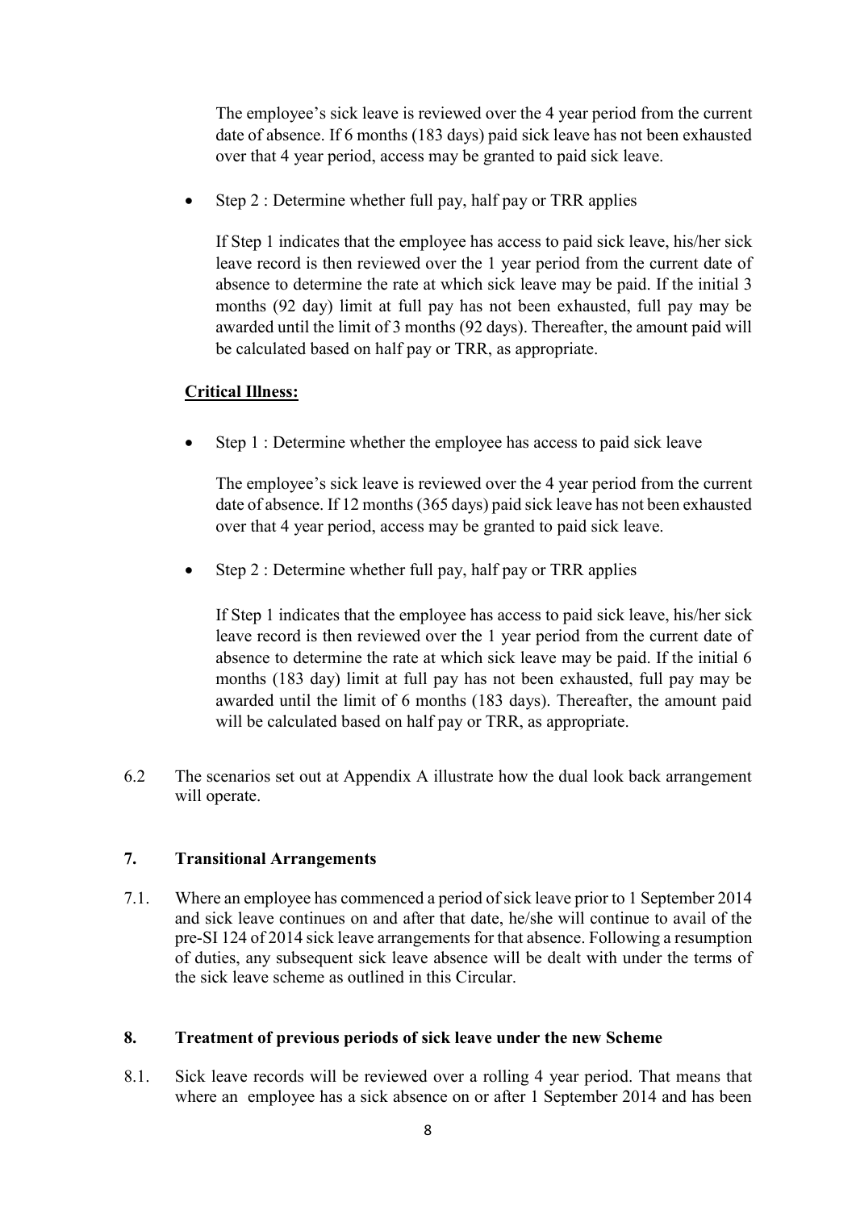The employee's sick leave is reviewed over the 4 year period from the current date of absence. If 6 months (183 days) paid sick leave has not been exhausted over that 4 year period, access may be granted to paid sick leave.

- Step 2 : Determine whether full pay, half pay or TRR applies

  If Step 1 indicates that the employee has access to paid sick leave, his/her sick leave record is then reviewed over the 1 year period from the current date of absence to determine the rate at which sick leave may be paid. If the initial 3 months (92 day) limit at full pay has not been exhausted, full pay may be awarded until the limit of 3 months (92 days). Thereafter, the amount paid will be calculated based on half pay or TRR, as appropriate.

**Critical Illness:**

- Step 1 : Determine whether the employee has access to paid sick leave

  The employee's sick leave is reviewed over the 4 year period from the current date of absence. If 12 months (365 days) paid sick leave has not been exhausted over that 4 year period, access may be granted to paid sick leave.

- Step 2 : Determine whether full pay, half pay or TRR applies

  If Step 1 indicates that the employee has access to paid sick leave, his/her sick leave record is then reviewed over the 1 year period from the current date of absence to determine the rate at which sick leave may be paid. If the initial 6 months (183 day) limit at full pay has not been exhausted, full pay may be awarded until the limit of 6 months (183 days). Thereafter, the amount paid will be calculated based on half pay or TRR, as appropriate.

6.2 The scenarios set out at Appendix A illustrate how the dual look back arrangement will operate.

## 7. Transitional Arrangements

7.1. Where an employee has commenced a period of sick leave prior to 1 September 2014 and sick leave continues on and after that date, he/she will continue to avail of the pre-SI 124 of 2014 sick leave arrangements for that absence. Following a resumption of duties, any subsequent sick leave absence will be dealt with under the terms of the sick leave scheme as outlined in this Circular.

## 8. Treatment of previous periods of sick leave under the new Scheme

8.1. Sick leave records will be reviewed over a rolling 4 year period. That means that where an employee has a sick absence on or after 1 September 2014 and has been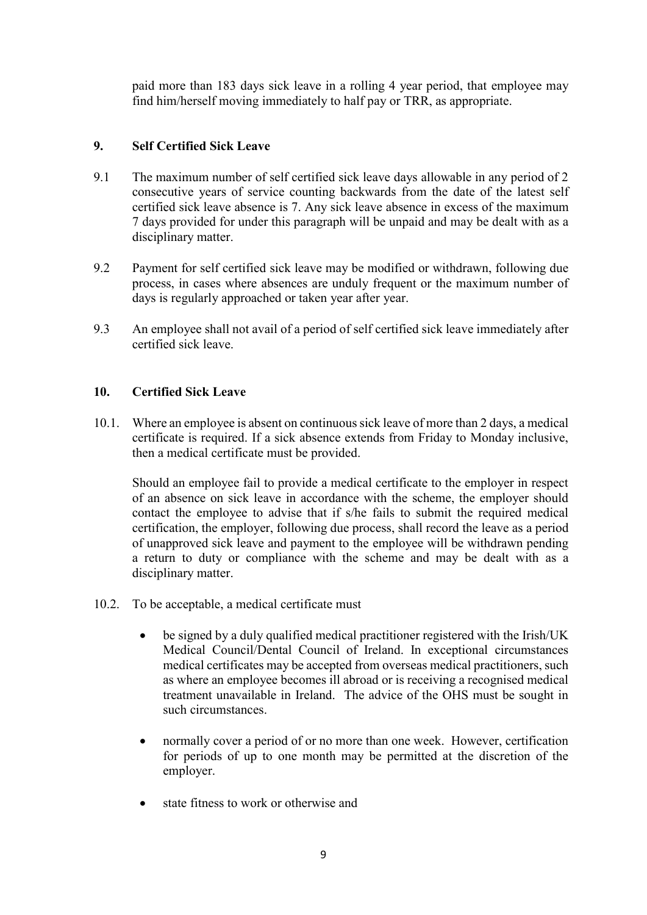paid more than 183 days sick leave in a rolling 4 year period, that employee may find him/herself moving immediately to half pay or TRR, as appropriate.

## 9. Self Certified Sick Leave

9.1 The maximum number of self certified sick leave days allowable in any period of 2 consecutive years of service counting backwards from the date of the latest self certified sick leave absence is 7. Any sick leave absence in excess of the maximum 7 days provided for under this paragraph will be unpaid and may be dealt with as a disciplinary matter.

9.2 Payment for self certified sick leave may be modified or withdrawn, following due process, in cases where absences are unduly frequent or the maximum number of days is regularly approached or taken year after year.

9.3 An employee shall not avail of a period of self certified sick leave immediately after certified sick leave.

## 10. Certified Sick Leave

10.1. Where an employee is absent on continuous sick leave of more than 2 days, a medical certificate is required. If a sick absence extends from Friday to Monday inclusive, then a medical certificate must be provided.

Should an employee fail to provide a medical certificate to the employer in respect of an absence on sick leave in accordance with the scheme, the employer should contact the employee to advise that if s/he fails to submit the required medical certification, the employer, following due process, shall record the leave as a period of unapproved sick leave and payment to the employee will be withdrawn pending a return to duty or compliance with the scheme and may be dealt with as a disciplinary matter.

10.2. To be acceptable, a medical certificate must

- be signed by a duly qualified medical practitioner registered with the Irish/UK Medical Council/Dental Council of Ireland. In exceptional circumstances medical certificates may be accepted from overseas medical practitioners, such as where an employee becomes ill abroad or is receiving a recognised medical treatment unavailable in Ireland. The advice of the OHS must be sought in such circumstances.
- normally cover a period of or no more than one week. However, certification for periods of up to one month may be permitted at the discretion of the employer.
- state fitness to work or otherwise and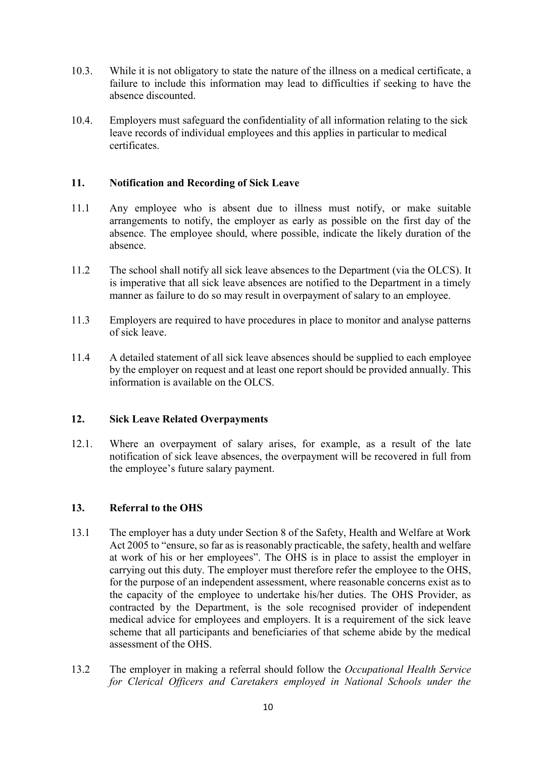10.3. While it is not obligatory to state the nature of the illness on a medical certificate, a failure to include this information may lead to difficulties if seeking to have the absence discounted.

10.4. Employers must safeguard the confidentiality of all information relating to the sick leave records of individual employees and this applies in particular to medical certificates.

## 11. Notification and Recording of Sick Leave

11.1 Any employee who is absent due to illness must notify, or make suitable arrangements to notify, the employer as early as possible on the first day of the absence. The employee should, where possible, indicate the likely duration of the absence.

11.2 The school shall notify all sick leave absences to the Department (via the OLCS). It is imperative that all sick leave absences are notified to the Department in a timely manner as failure to do so may result in overpayment of salary to an employee.

11.3 Employers are required to have procedures in place to monitor and analyse patterns of sick leave.

11.4 A detailed statement of all sick leave absences should be supplied to each employee by the employer on request and at least one report should be provided annually. This information is available on the OLCS.

## 12. Sick Leave Related Overpayments

12.1. Where an overpayment of salary arises, for example, as a result of the late notification of sick leave absences, the overpayment will be recovered in full from the employee's future salary payment.

## 13. Referral to the OHS

13.1 The employer has a duty under Section 8 of the Safety, Health and Welfare at Work Act 2005 to "ensure, so far as is reasonably practicable, the safety, health and welfare at work of his or her employees". The OHS is in place to assist the employer in carrying out this duty. The employer must therefore refer the employee to the OHS, for the purpose of an independent assessment, where reasonable concerns exist as to the capacity of the employee to undertake his/her duties. The OHS Provider, as contracted by the Department, is the sole recognised provider of independent medical advice for employees and employers. It is a requirement of the sick leave scheme that all participants and beneficiaries of that scheme abide by the medical assessment of the OHS.

13.2 The employer in making a referral should follow the *Occupational Health Service for Clerical Officers and Caretakers employed in National Schools under the*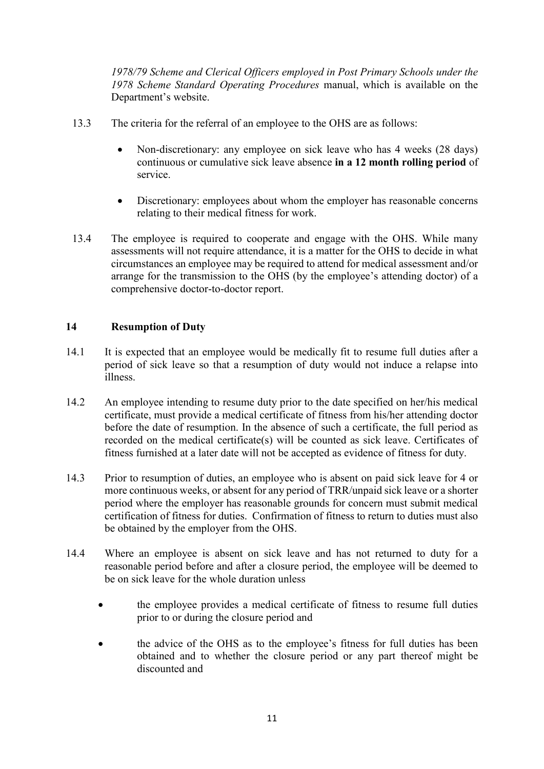*1978/79 Scheme and Clerical Officers employed in Post Primary Schools under the 1978 Scheme Standard Operating Procedures* manual, which is available on the Department's website.

13.3 The criteria for the referral of an employee to the OHS are as follows:

- Non-discretionary: any employee on sick leave who has 4 weeks (28 days) continuous or cumulative sick leave absence **in a 12 month rolling period** of service.
- Discretionary: employees about whom the employer has reasonable concerns relating to their medical fitness for work.

13.4 The employee is required to cooperate and engage with the OHS. While many assessments will not require attendance, it is a matter for the OHS to decide in what circumstances an employee may be required to attend for medical assessment and/or arrange for the transmission to the OHS (by the employee's attending doctor) of a comprehensive doctor-to-doctor report.

## 14 Resumption of Duty

14.1 It is expected that an employee would be medically fit to resume full duties after a period of sick leave so that a resumption of duty would not induce a relapse into illness.

14.2 An employee intending to resume duty prior to the date specified on her/his medical certificate, must provide a medical certificate of fitness from his/her attending doctor before the date of resumption. In the absence of such a certificate, the full period as recorded on the medical certificate(s) will be counted as sick leave. Certificates of fitness furnished at a later date will not be accepted as evidence of fitness for duty.

14.3 Prior to resumption of duties, an employee who is absent on paid sick leave for 4 or more continuous weeks, or absent for any period of TRR/unpaid sick leave or a shorter period where the employer has reasonable grounds for concern must submit medical certification of fitness for duties. Confirmation of fitness to return to duties must also be obtained by the employer from the OHS.

14.4 Where an employee is absent on sick leave and has not returned to duty for a reasonable period before and after a closure period, the employee will be deemed to be on sick leave for the whole duration unless

- the employee provides a medical certificate of fitness to resume full duties prior to or during the closure period and
- the advice of the OHS as to the employee's fitness for full duties has been obtained and to whether the closure period or any part thereof might be discounted and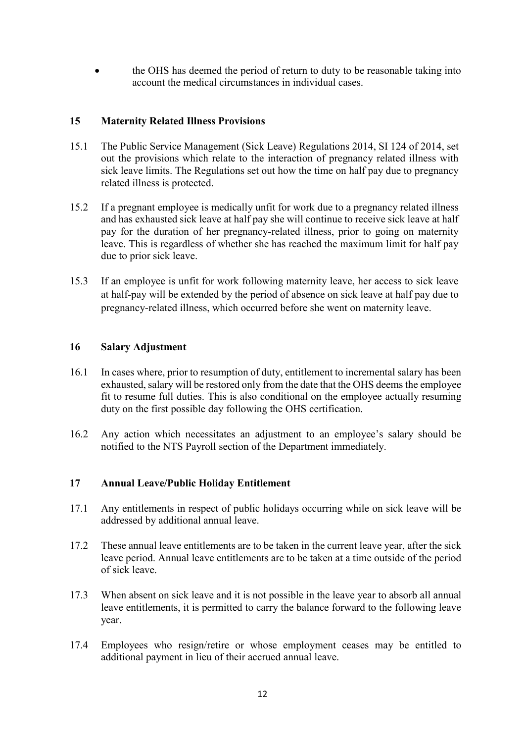- the OHS has deemed the period of return to duty to be reasonable taking into account the medical circumstances in individual cases.

## 15 Maternity Related Illness Provisions

15.1 The Public Service Management (Sick Leave) Regulations 2014, SI 124 of 2014, set out the provisions which relate to the interaction of pregnancy related illness with sick leave limits. The Regulations set out how the time on half pay due to pregnancy related illness is protected.

15.2 If a pregnant employee is medically unfit for work due to a pregnancy related illness and has exhausted sick leave at half pay she will continue to receive sick leave at half pay for the duration of her pregnancy-related illness, prior to going on maternity leave. This is regardless of whether she has reached the maximum limit for half pay due to prior sick leave.

15.3 If an employee is unfit for work following maternity leave, her access to sick leave at half-pay will be extended by the period of absence on sick leave at half pay due to pregnancy-related illness, which occurred before she went on maternity leave.

## 16 Salary Adjustment

16.1 In cases where, prior to resumption of duty, entitlement to incremental salary has been exhausted, salary will be restored only from the date that the OHS deems the employee fit to resume full duties. This is also conditional on the employee actually resuming duty on the first possible day following the OHS certification.

16.2 Any action which necessitates an adjustment to an employee's salary should be notified to the NTS Payroll section of the Department immediately.

## 17 Annual Leave/Public Holiday Entitlement

17.1 Any entitlements in respect of public holidays occurring while on sick leave will be addressed by additional annual leave.

17.2 These annual leave entitlements are to be taken in the current leave year, after the sick leave period. Annual leave entitlements are to be taken at a time outside of the period of sick leave.

17.3 When absent on sick leave and it is not possible in the leave year to absorb all annual leave entitlements, it is permitted to carry the balance forward to the following leave year.

17.4 Employees who resign/retire or whose employment ceases may be entitled to additional payment in lieu of their accrued annual leave.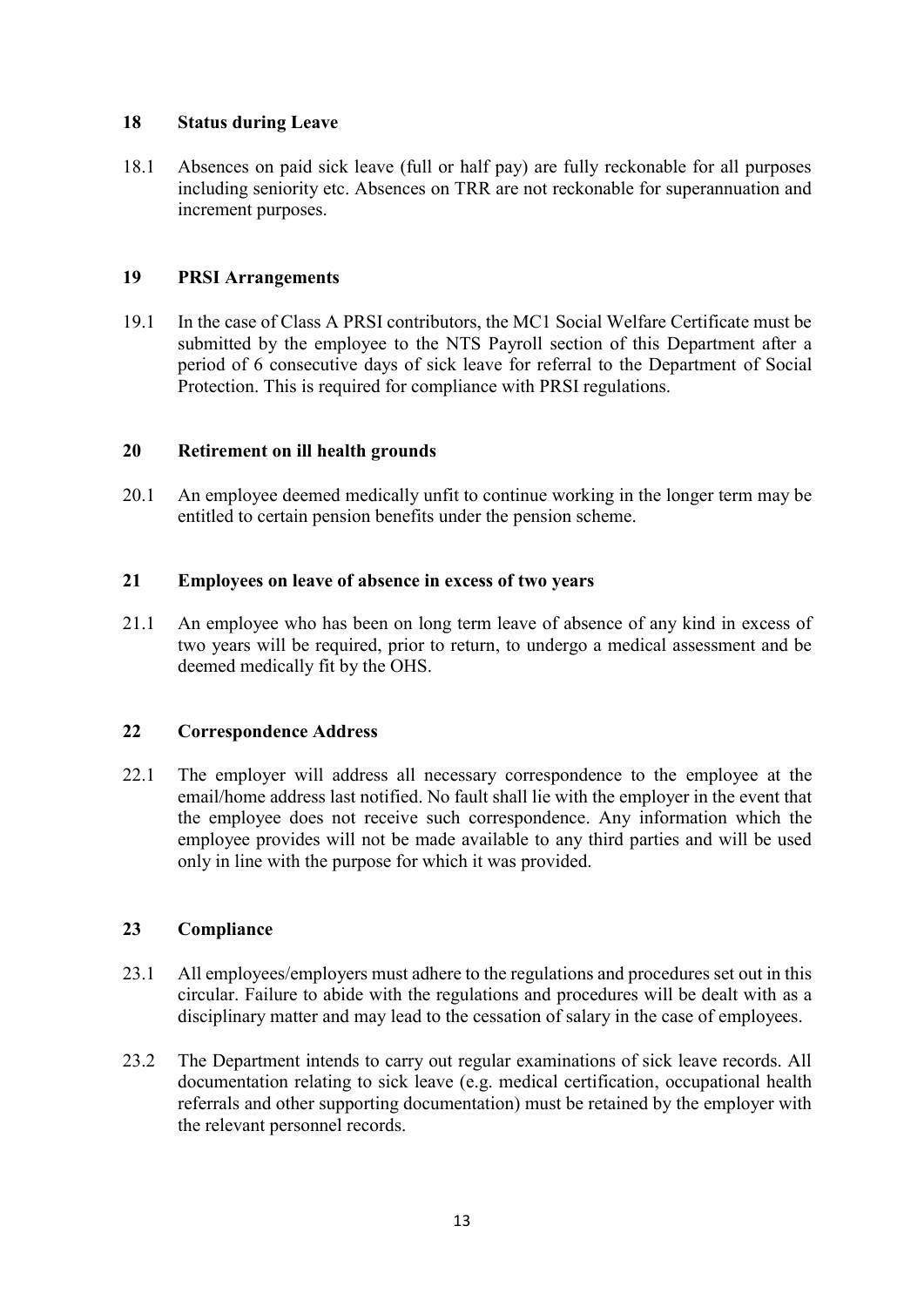## 18 Status during Leave

18.1 Absences on paid sick leave (full or half pay) are fully reckonable for all purposes including seniority etc. Absences on TRR are not reckonable for superannuation and increment purposes.

## 19 PRSI Arrangements

19.1 In the case of Class A PRSI contributors, the MC1 Social Welfare Certificate must be submitted by the employee to the NTS Payroll section of this Department after a period of 6 consecutive days of sick leave for referral to the Department of Social Protection. This is required for compliance with PRSI regulations.

## 20 Retirement on ill health grounds

20.1 An employee deemed medically unfit to continue working in the longer term may be entitled to certain pension benefits under the pension scheme.

## 21 Employees on leave of absence in excess of two years

21.1 An employee who has been on long term leave of absence of any kind in excess of two years will be required, prior to return, to undergo a medical assessment and be deemed medically fit by the OHS.

## 22 Correspondence Address

22.1 The employer will address all necessary correspondence to the employee at the email/home address last notified. No fault shall lie with the employer in the event that the employee does not receive such correspondence. Any information which the employee provides will not be made available to any third parties and will be used only in line with the purpose for which it was provided.

## 23 Compliance

23.1 All employees/employers must adhere to the regulations and procedures set out in this circular. Failure to abide with the regulations and procedures will be dealt with as a disciplinary matter and may lead to the cessation of salary in the case of employees.

23.2 The Department intends to carry out regular examinations of sick leave records. All documentation relating to sick leave (e.g. medical certification, occupational health referrals and other supporting documentation) must be retained by the employer with the relevant personnel records.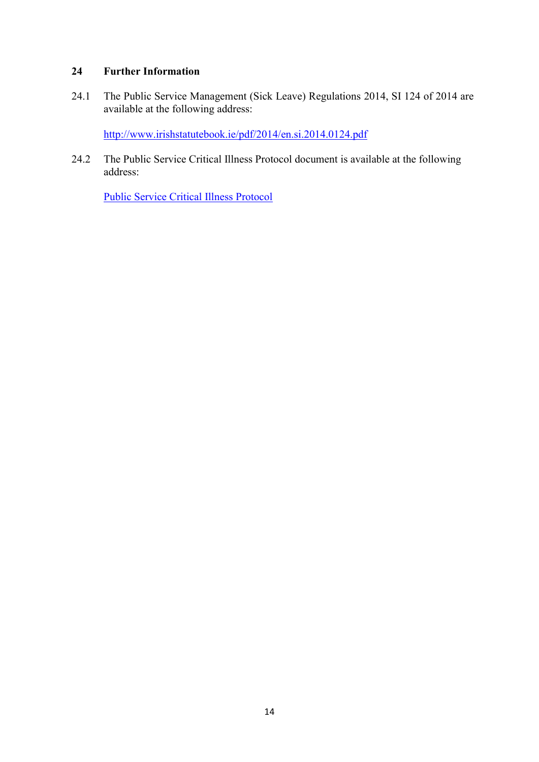## 24 Further Information

24.1 The Public Service Management (Sick Leave) Regulations 2014, SI 124 of 2014 are available at the following address:

http://www.irishstatutebook.ie/pdf/2014/en.si.2014.0124.pdf

24.2 The Public Service Critical Illness Protocol document is available at the following address:

Public Service Critical Illness Protocol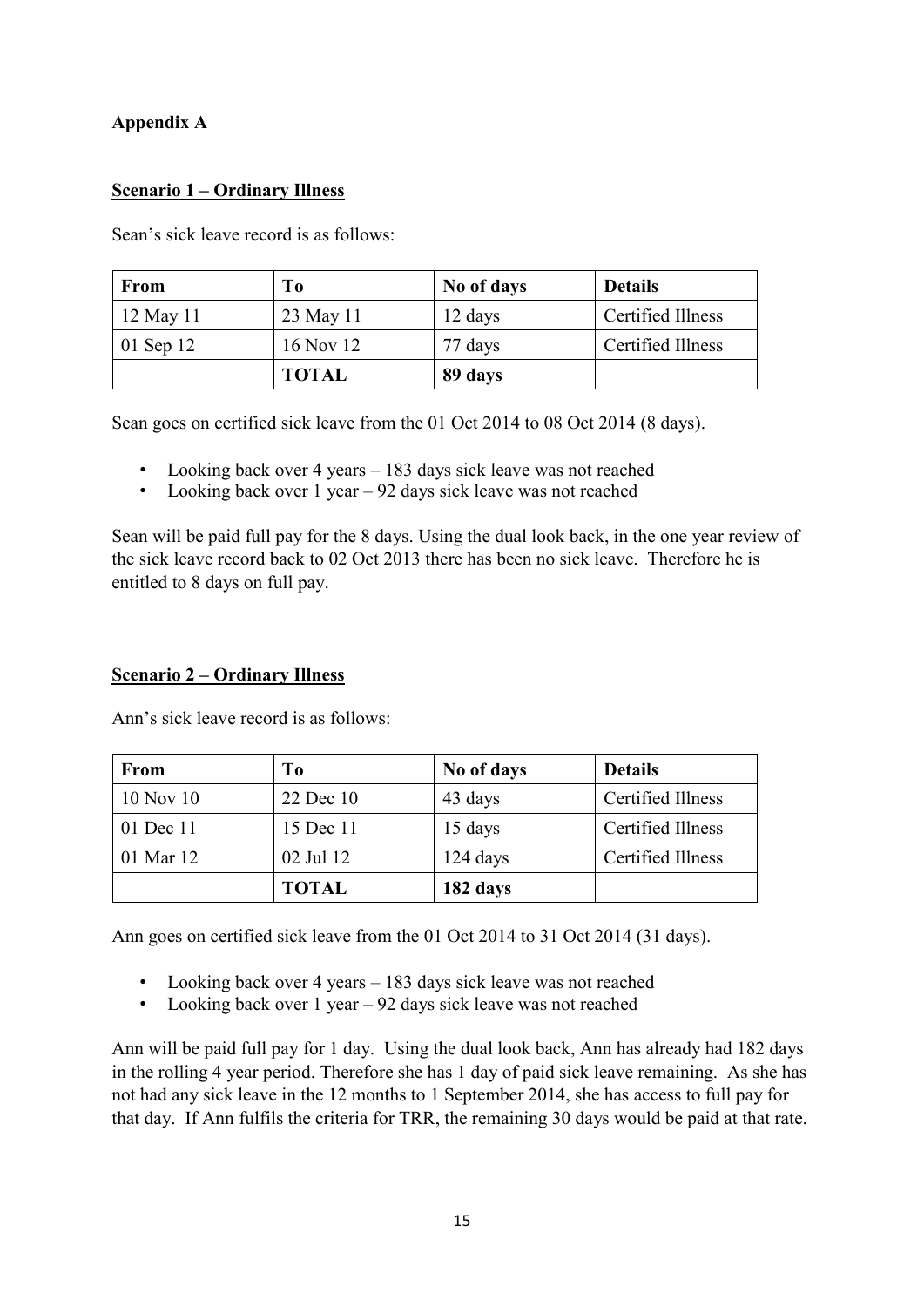**Appendix A**

**Scenario 1 – Ordinary Illness**

Sean's sick leave record is as follows:

| From | To | No of days | Details |
|---|---|---|---|
| 12 May 11 | 23 May 11 | 12 days | Certified Illness |
| 01 Sep 12 | 16 Nov 12 | 77 days | Certified Illness |
| | **TOTAL** | **89 days** | |

Sean goes on certified sick leave from the 01 Oct 2014 to 08 Oct 2014 (8 days).

- Looking back over 4 years – 183 days sick leave was not reached
- Looking back over 1 year – 92 days sick leave was not reached

Sean will be paid full pay for the 8 days. Using the dual look back, in the one year review of the sick leave record back to 02 Oct 2013 there has been no sick leave. Therefore he is entitled to 8 days on full pay.

**Scenario 2 – Ordinary Illness**

Ann's sick leave record is as follows:

| From | To | No of days | Details |
|---|---|---|---|
| 10 Nov 10 | 22 Dec 10 | 43 days | Certified Illness |
| 01 Dec 11 | 15 Dec 11 | 15 days | Certified Illness |
| 01 Mar 12 | 02 Jul 12 | 124 days | Certified Illness |
| | **TOTAL** | **182 days** | |

Ann goes on certified sick leave from the 01 Oct 2014 to 31 Oct 2014 (31 days).

- Looking back over 4 years – 183 days sick leave was not reached
- Looking back over 1 year – 92 days sick leave was not reached

Ann will be paid full pay for 1 day. Using the dual look back, Ann has already had 182 days in the rolling 4 year period. Therefore she has 1 day of paid sick leave remaining. As she has not had any sick leave in the 12 months to 1 September 2014, she has access to full pay for that day. If Ann fulfils the criteria for TRR, the remaining 30 days would be paid at that rate.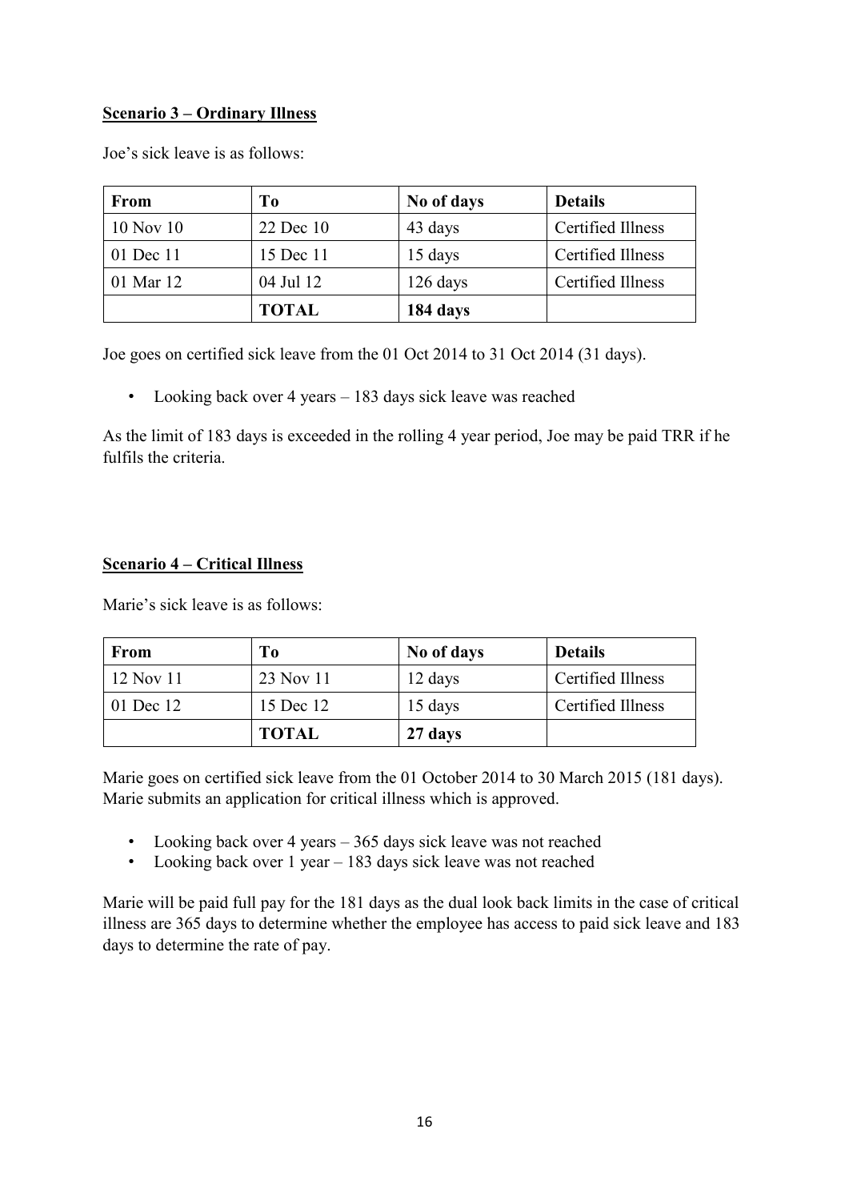**Scenario 3 – Ordinary Illness**

Joe's sick leave is as follows:

| From | To | No of days | Details |
|---|---|---|---|
| 10 Nov 10 | 22 Dec 10 | 43 days | Certified Illness |
| 01 Dec 11 | 15 Dec 11 | 15 days | Certified Illness |
| 01 Mar 12 | 04 Jul 12 | 126 days | Certified Illness |
| | **TOTAL** | **184 days** | |

Joe goes on certified sick leave from the 01 Oct 2014 to 31 Oct 2014 (31 days).

- Looking back over 4 years – 183 days sick leave was reached

As the limit of 183 days is exceeded in the rolling 4 year period, Joe may be paid TRR if he fulfils the criteria.

**Scenario 4 – Critical Illness**

Marie's sick leave is as follows:

| From | To | No of days | Details |
|---|---|---|---|
| 12 Nov 11 | 23 Nov 11 | 12 days | Certified Illness |
| 01 Dec 12 | 15 Dec 12 | 15 days | Certified Illness |
| | **TOTAL** | **27 days** | |

Marie goes on certified sick leave from the 01 October 2014 to 30 March 2015 (181 days). Marie submits an application for critical illness which is approved.

- Looking back over 4 years – 365 days sick leave was not reached
- Looking back over 1 year – 183 days sick leave was not reached

Marie will be paid full pay for the 181 days as the dual look back limits in the case of critical illness are 365 days to determine whether the employee has access to paid sick leave and 183 days to determine the rate of pay.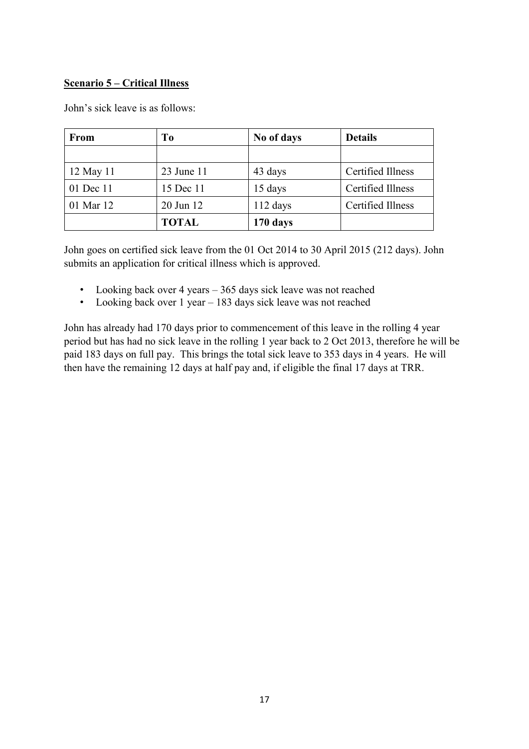**Scenario 5 – Critical Illness**

John's sick leave is as follows:

| From | To | No of days | Details |
|---|---|---|---|
| | | | |
| 12 May 11 | 23 June 11 | 43 days | Certified Illness |
| 01 Dec 11 | 15 Dec 11 | 15 days | Certified Illness |
| 01 Mar 12 | 20 Jun 12 | 112 days | Certified Illness |
| | **TOTAL** | **170 days** | |

John goes on certified sick leave from the 01 Oct 2014 to 30 April 2015 (212 days). John submits an application for critical illness which is approved.

- Looking back over 4 years – 365 days sick leave was not reached
- Looking back over 1 year – 183 days sick leave was not reached

John has already had 170 days prior to commencement of this leave in the rolling 4 year period but has had no sick leave in the rolling 1 year back to 2 Oct 2013, therefore he will be paid 183 days on full pay. This brings the total sick leave to 353 days in 4 years. He will then have the remaining 12 days at half pay and, if eligible the final 17 days at TRR.